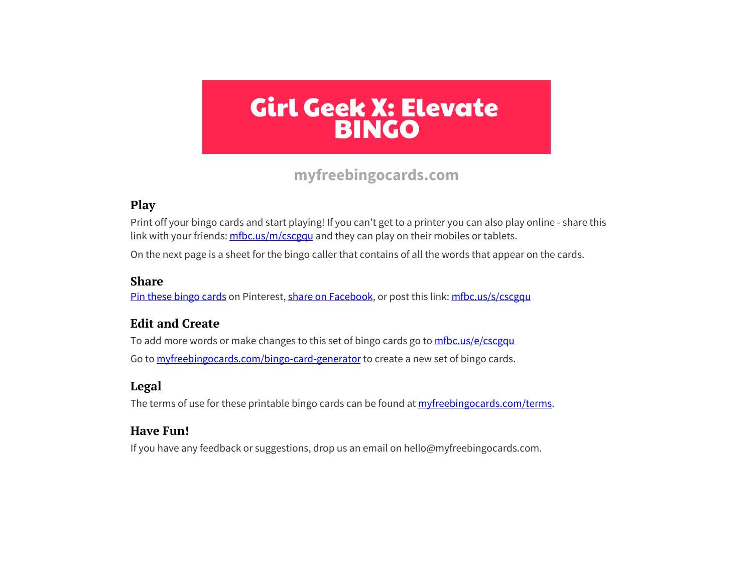# Girl Geek X: Elevate BINGO

myfreebingocards.com

## Play

Print off your bingo cards and start playing! If you can't get to a printer you can also play online - share this link with your friends: mfbc.us/m/cscgqu and they can play on their mobiles or tablets.

On the next page is a sheet for the bingo caller that contains of all the words that appear on the cards.

## Share

Pin these bingo cards on Pinterest, share on Facebook, or post this link: mfbc.us/s/cscgqu

## Edit and Create

To add more words or make changes to this set of bingo cards go to mfbc.us/e/cscgqu

Go to myfreebingocards.com/bingo-card-generator to create a new set of bingo cards.

## Legal

The terms of use for these printable bingo cards can be found at myfreebingocards.com/terms.

## Have Fun!

If you have any feedback or suggestions, drop us an email on hello@myfreebingocards.com.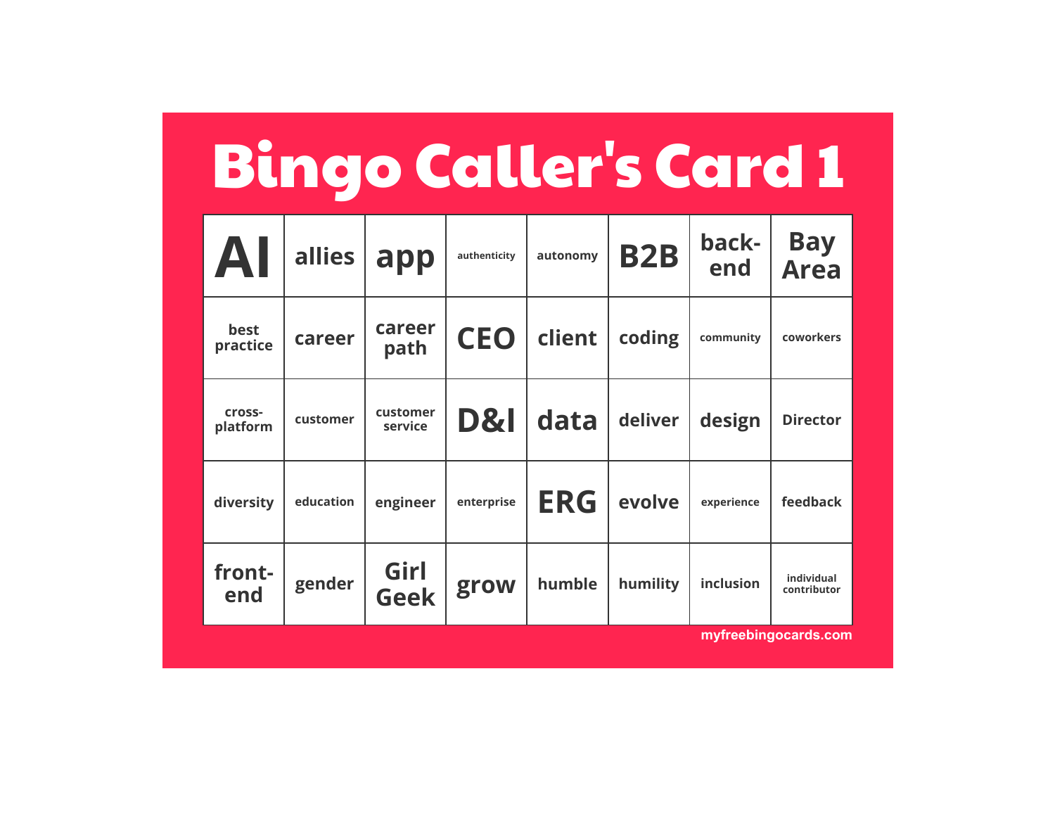# Bingo Caller's Card 1

| | | | | | | | |
|---|---|---|---|---|---|---|---|
| AI | allies | app | authenticity | autonomy | B2B | back-end | Bay Area |
| best practice | career | career path | CEO | client | coding | community | coworkers |
| cross-platform | customer | customer service | D&I | data | deliver | design | Director |
| diversity | education | engineer | enterprise | ERG | evolve | experience | feedback |
| front-end | gender | Girl Geek | grow | humble | humility | inclusion | individual contributor |

myfreebingocards.com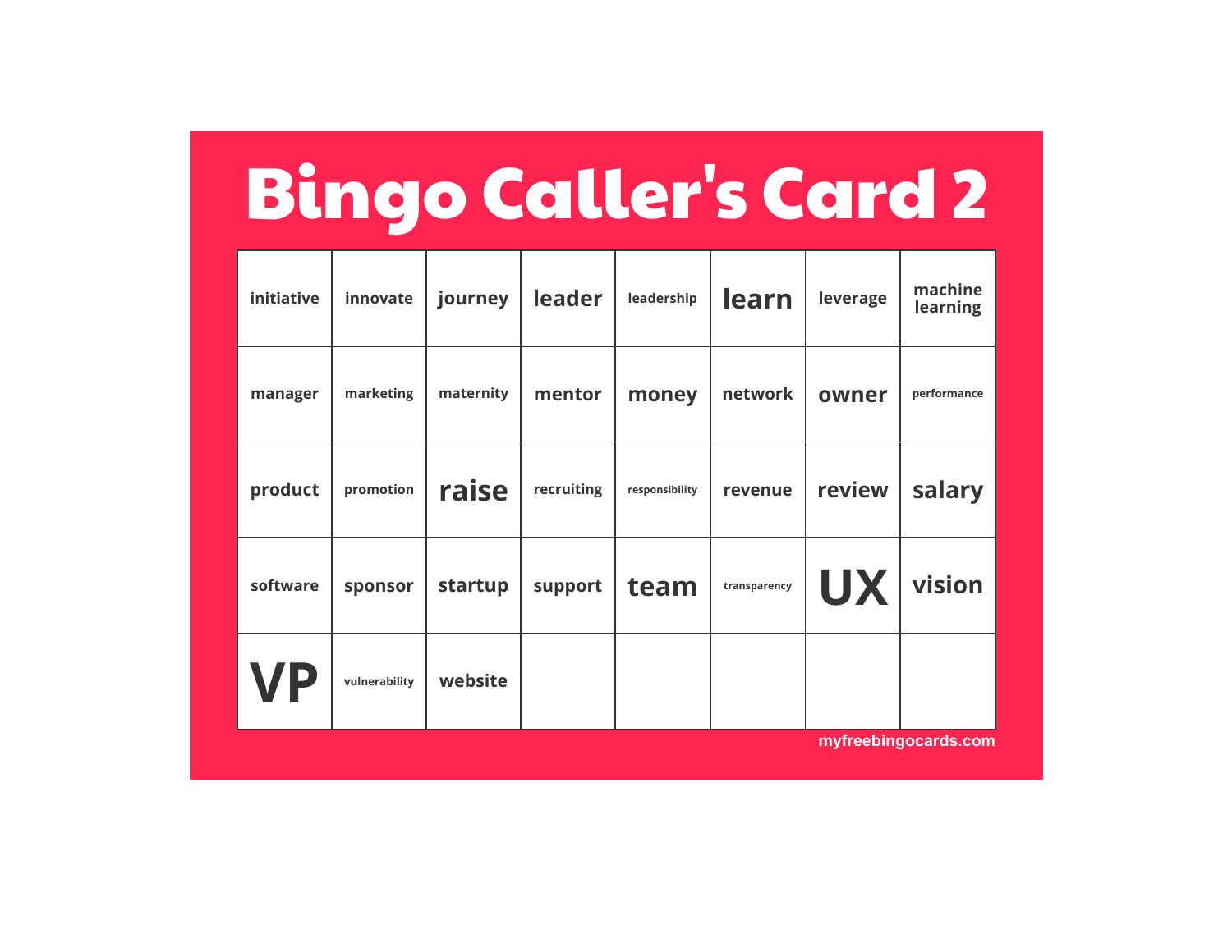# Bingo Caller's Card 2

| | | | | | | | |
|---|---|---|---|---|---|---|---|
| initiative | innovate | journey | leader | leadership | learn | leverage | machine learning |
| manager | marketing | maternity | mentor | money | network | owner | performance |
| product | promotion | raise | recruiting | responsibility | revenue | review | salary |
| software | sponsor | startup | support | team | transparency | UX | vision |
| VP | vulnerability | website | | | | | |

myfreebingocards.com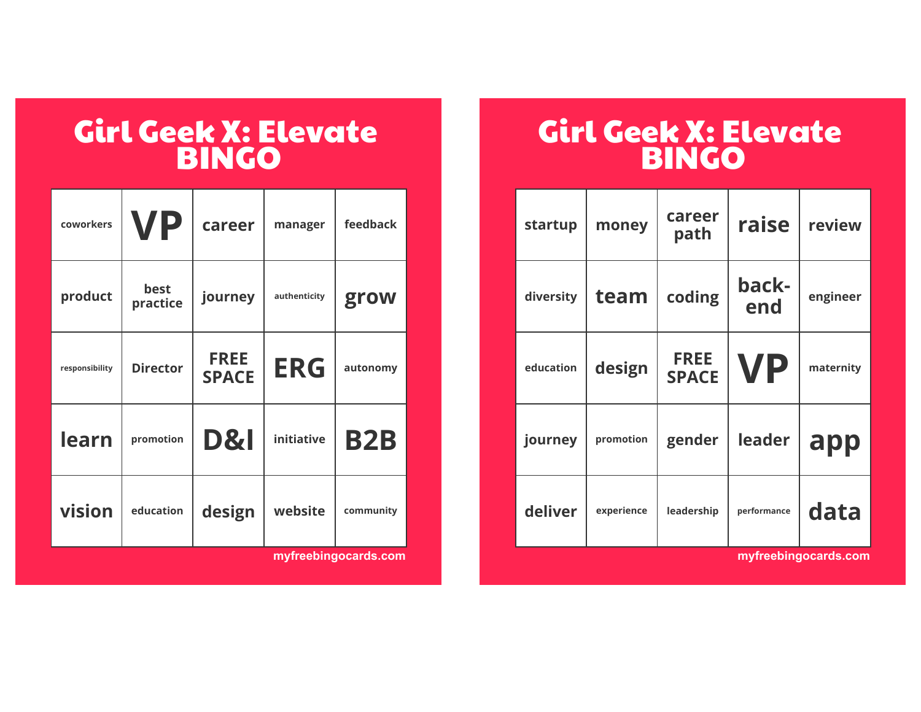# Girl Geek X: Elevate BINGO

| | | | | |
|---|---|---|---|---|
| coworkers | VP | career | manager | feedback |
| product | best practice | journey | authenticity | grow |
| responsibility | Director | FREE SPACE | ERG | autonomy |
| learn | promotion | D&I | initiative | B2B |
| vision | education | design | website | community |

myfreebingocards.com

# Girl Geek X: Elevate BINGO

| | | | | |
|---|---|---|---|---|
| startup | money | career path | raise | review |
| diversity | team | coding | back-end | engineer |
| education | design | FREE SPACE | VP | maternity |
| journey | promotion | gender | leader | app |
| deliver | experience | leadership | performance | data |

myfreebingocards.com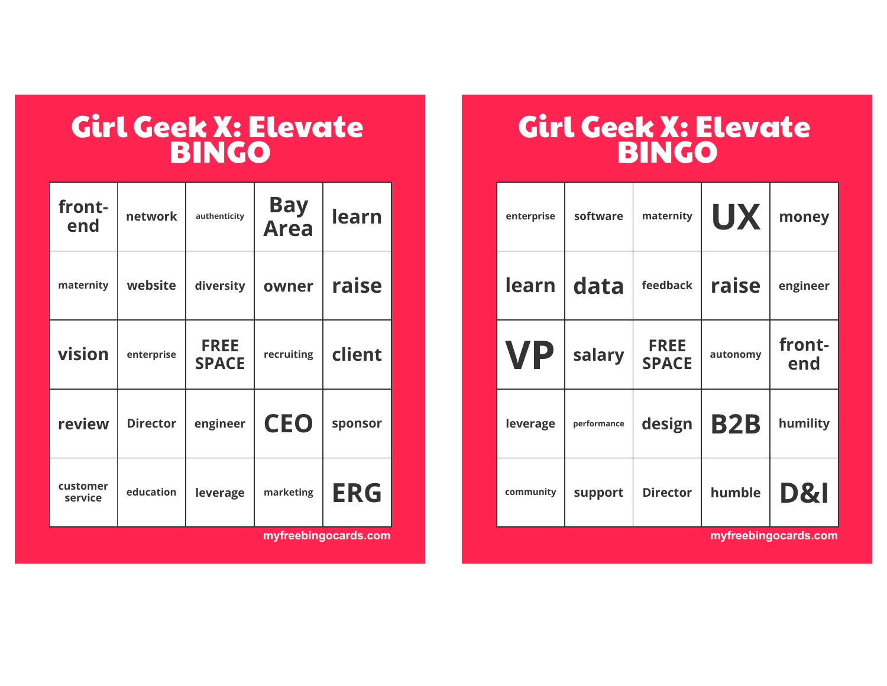# Girl Geek X: Elevate BINGO

| | | | | |
|---|---|---|---|---|
| front-end | network | authenticity | Bay Area | learn |
| maternity | website | diversity | owner | raise |
| vision | enterprise | FREE SPACE | recruiting | client |
| review | Director | engineer | CEO | sponsor |
| customer service | education | leverage | marketing | ERG |

myfreebingocards.com

# Girl Geek X: Elevate BINGO

| | | | | |
|---|---|---|---|---|
| enterprise | software | maternity | UX | money |
| learn | data | feedback | raise | engineer |
| VP | salary | FREE SPACE | autonomy | front-end |
| leverage | performance | design | B2B | humility |
| community | support | Director | humble | D&I |

myfreebingocards.com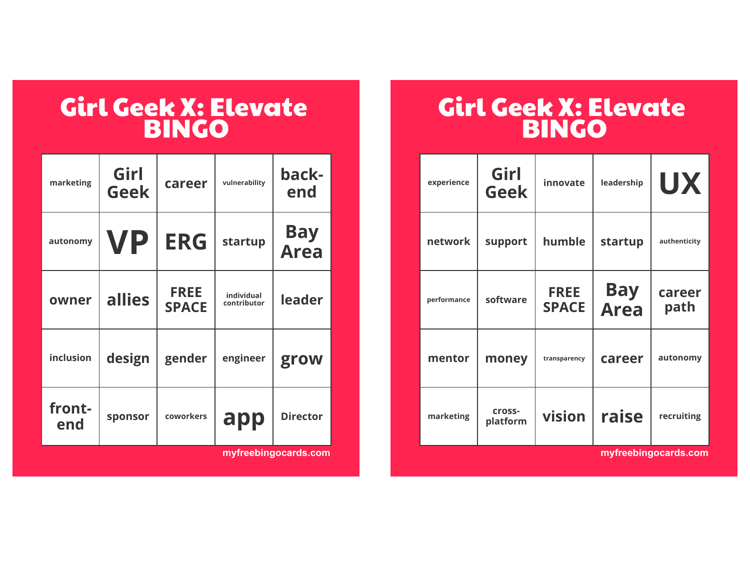# Girl Geek X: Elevate BINGO

| | | | | |
|---|---|---|---|---|
| marketing | Girl Geek | career | vulnerability | back-end |
| autonomy | VP | ERG | startup | Bay Area |
| owner | allies | FREE SPACE | individual contributor | leader |
| inclusion | design | gender | engineer | grow |
| front-end | sponsor | coworkers | app | Director |

myfreebingocards.com

# Girl Geek X: Elevate BINGO

| | | | | |
|---|---|---|---|---|
| experience | Girl Geek | innovate | leadership | UX |
| network | support | humble | startup | authenticity |
| performance | software | FREE SPACE | Bay Area | career path |
| mentor | money | transparency | career | autonomy |
| marketing | cross-platform | vision | raise | recruiting |

myfreebingocards.com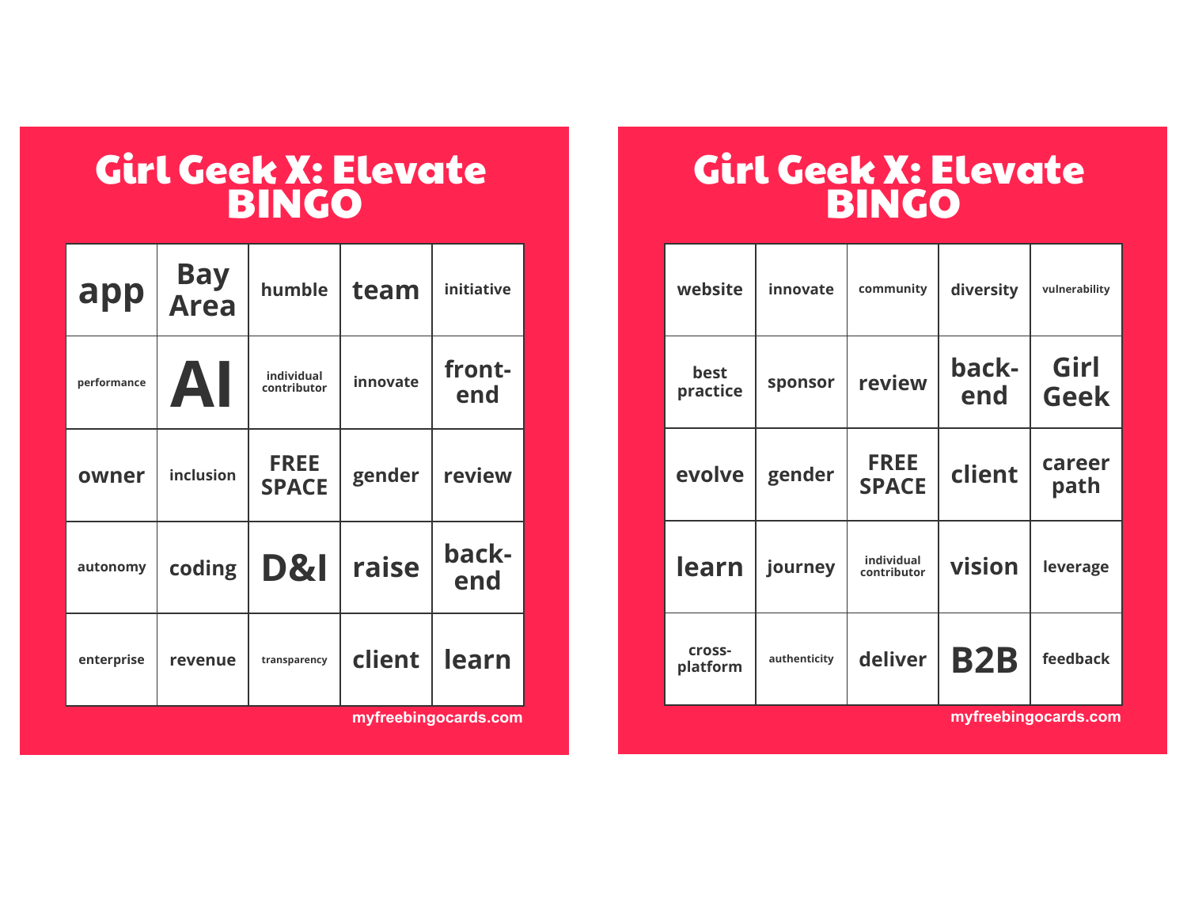# Girl Geek X: Elevate BINGO

| | | | | |
|---|---|---|---|---|
| app | Bay Area | humble | team | initiative |
| performance | AI | individual contributor | innovate | front-end |
| owner | inclusion | FREE SPACE | gender | review |
| autonomy | coding | D&I | raise | back-end |
| enterprise | revenue | transparency | client | learn |

myfreebingocards.com

# Girl Geek X: Elevate BINGO

| | | | | |
|---|---|---|---|---|
| website | innovate | community | diversity | vulnerability |
| best practice | sponsor | review | back-end | Girl Geek |
| evolve | gender | FREE SPACE | client | career path |
| learn | journey | individual contributor | vision | leverage |
| cross-platform | authenticity | deliver | B2B | feedback |

myfreebingocards.com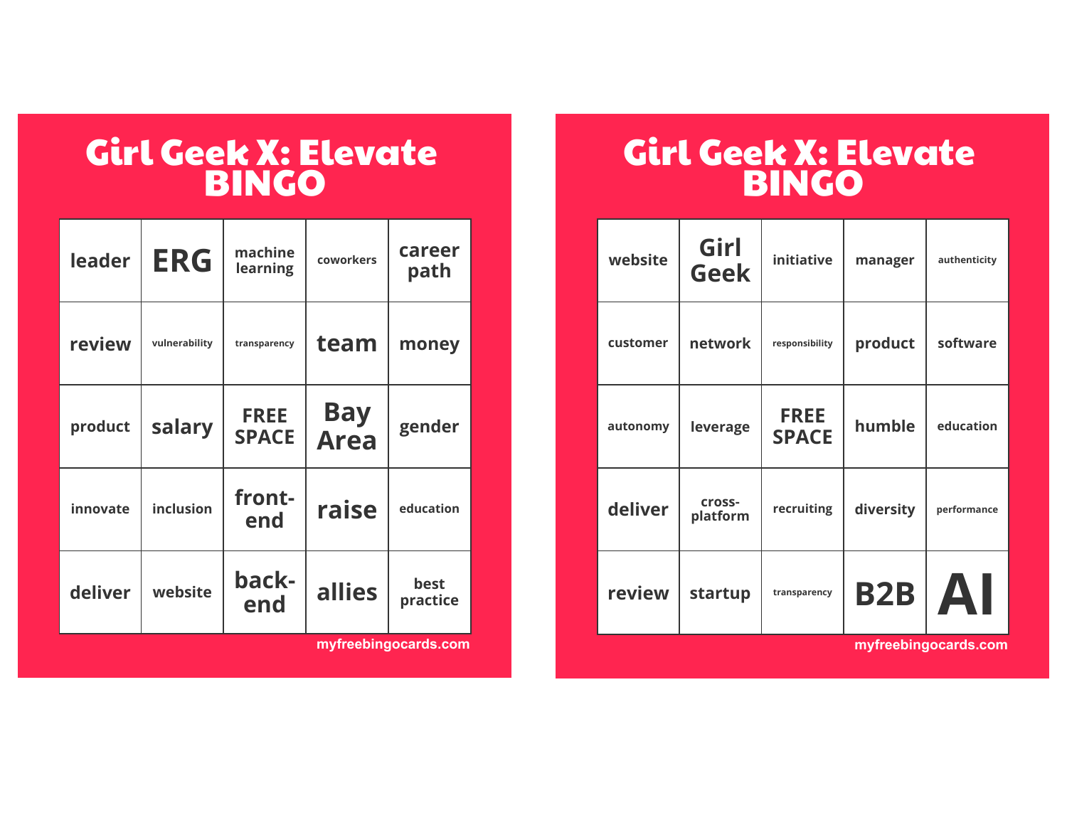# Girl Geek X: Elevate BINGO

| | | | | |
|---|---|---|---|---|
| leader | ERG | machine learning | coworkers | career path |
| review | vulnerability | transparency | team | money |
| product | salary | FREE SPACE | Bay Area | gender |
| innovate | inclusion | front-end | raise | education |
| deliver | website | back-end | allies | best practice |

myfreebingocards.com

# Girl Geek X: Elevate BINGO

| | | | | |
|---|---|---|---|---|
| website | Girl Geek | initiative | manager | authenticity |
| customer | network | responsibility | product | software |
| autonomy | leverage | FREE SPACE | humble | education |
| deliver | cross-platform | recruiting | diversity | performance |
| review | startup | transparency | B2B | AI |

myfreebingocards.com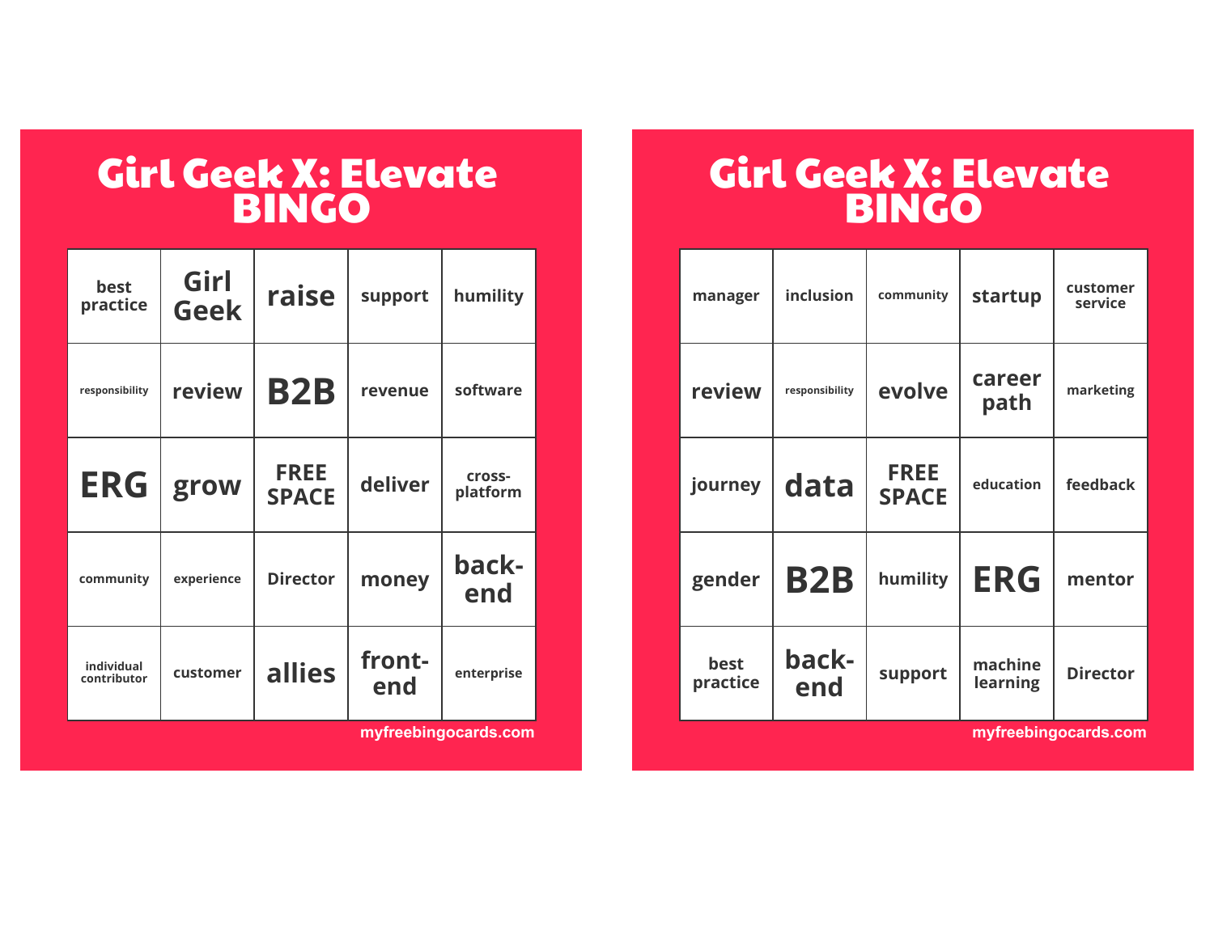# Girl Geek X: Elevate BINGO

| | | | | |
|---|---|---|---|---|
| best practice | Girl Geek | raise | support | humility |
| responsibility | review | B2B | revenue | software |
| ERG | grow | FREE SPACE | deliver | cross-platform |
| community | experience | Director | money | back-end |
| individual contributor | customer | allies | front-end | enterprise |

myfreebingocards.com

# Girl Geek X: Elevate BINGO

| | | | | |
|---|---|---|---|---|
| manager | inclusion | community | startup | customer service |
| review | responsibility | evolve | career path | marketing |
| journey | data | FREE SPACE | education | feedback |
| gender | B2B | humility | ERG | mentor |
| best practice | back-end | support | machine learning | Director |

myfreebingocards.com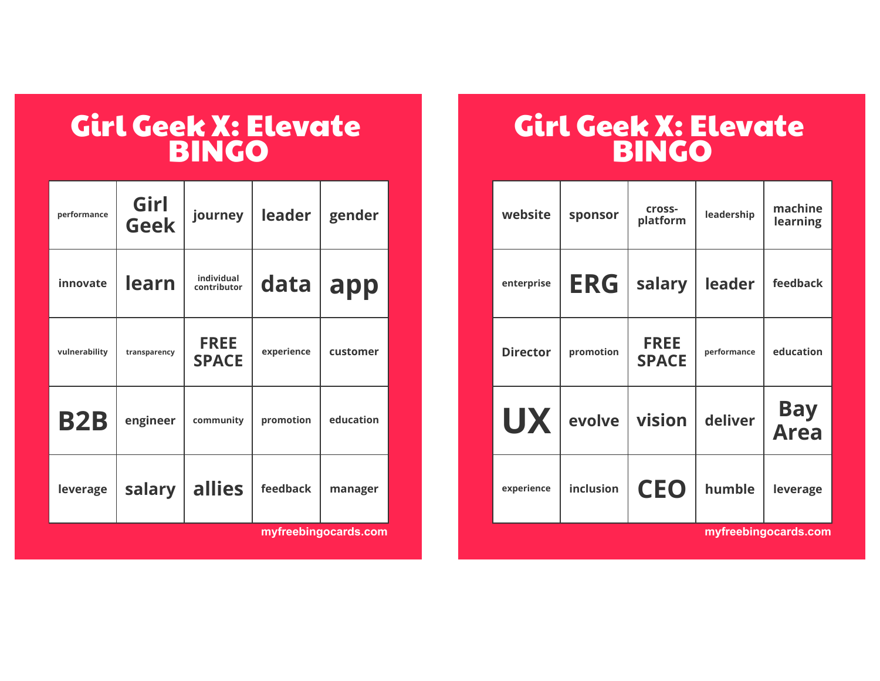# Girl Geek X: Elevate BINGO

| | | | | |
|---|---|---|---|---|
| performance | Girl Geek | journey | leader | gender |
| innovate | learn | individual contributor | data | app |
| vulnerability | transparency | FREE SPACE | experience | customer |
| B2B | engineer | community | promotion | education |
| leverage | salary | allies | feedback | manager |

myfreebingocards.com

# Girl Geek X: Elevate BINGO

| | | | | |
|---|---|---|---|---|
| website | sponsor | cross-platform | leadership | machine learning |
| enterprise | ERG | salary | leader | feedback |
| Director | promotion | FREE SPACE | performance | education |
| UX | evolve | vision | deliver | Bay Area |
| experience | inclusion | CEO | humble | leverage |

myfreebingocards.com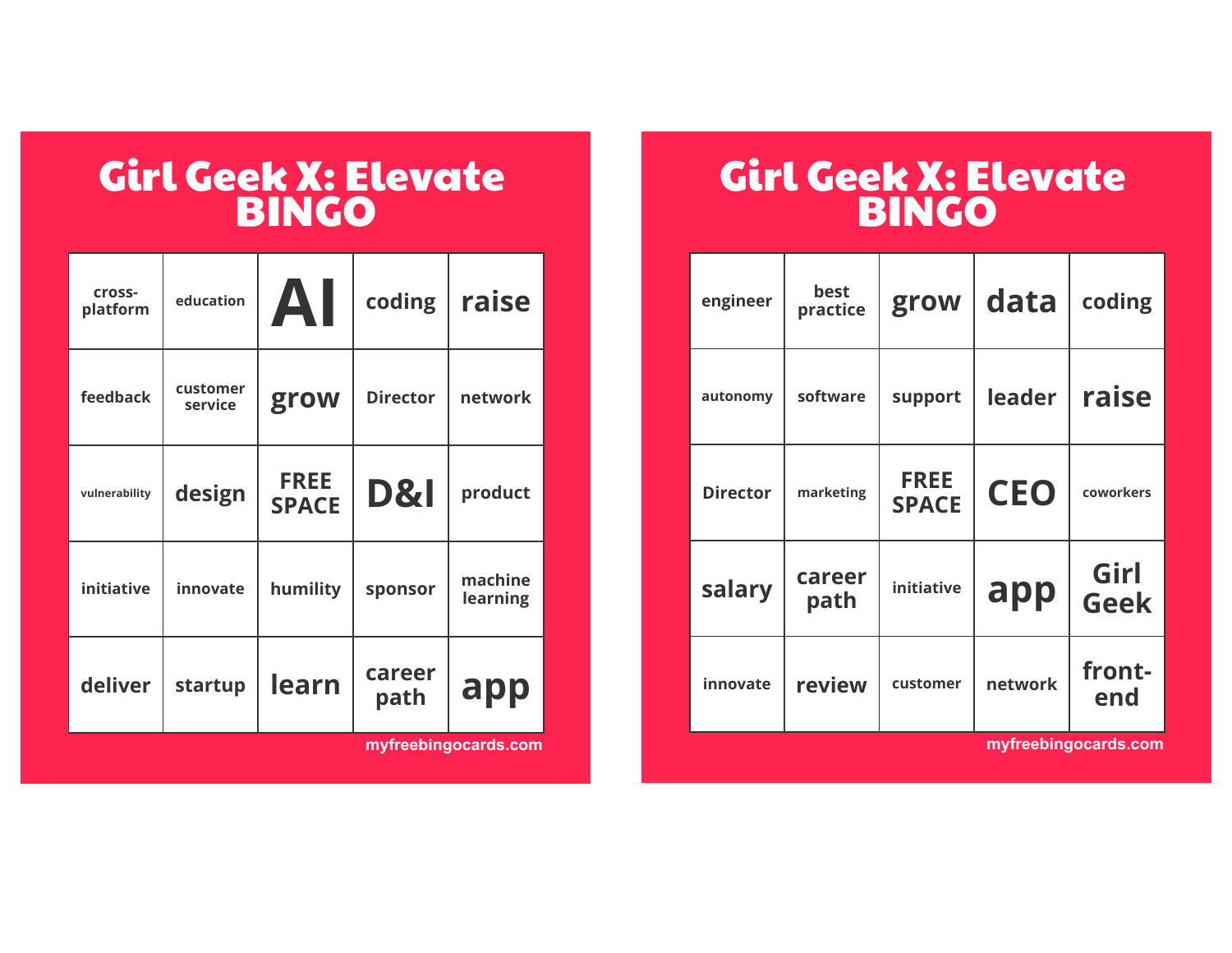# Girl Geek X: Elevate BINGO

| | | | | |
|---|---|---|---|---|
| cross-platform | education | AI | coding | raise |
| feedback | customer service | grow | Director | network |
| vulnerability | design | FREE SPACE | D&I | product |
| initiative | innovate | humility | sponsor | machine learning |
| deliver | startup | learn | career path | app |

myfreebingocards.com

# Girl Geek X: Elevate BINGO

| | | | | |
|---|---|---|---|---|
| engineer | best practice | grow | data | coding |
| autonomy | software | support | leader | raise |
| Director | marketing | FREE SPACE | CEO | coworkers |
| salary | career path | initiative | app | Girl Geek |
| innovate | review | customer | network | front-end |

myfreebingocards.com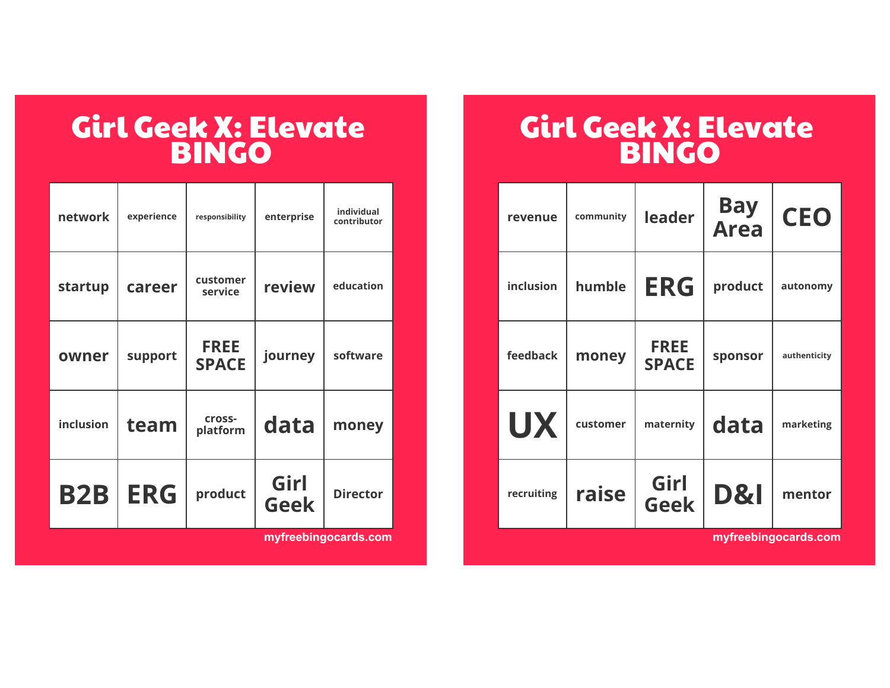# Girl Geek X: Elevate BINGO

| network | experience | responsibility | enterprise | individual contributor |
|---|---|---|---|---|
| startup | career | customer service | review | education |
| owner | support | FREE SPACE | journey | software |
| inclusion | team | cross-platform | data | money |
| B2B | ERG | product | Girl Geek | Director |

myfreebingocards.com

# Girl Geek X: Elevate BINGO

| revenue | community | leader | Bay Area | CEO |
|---|---|---|---|---|
| inclusion | humble | ERG | product | autonomy |
| feedback | money | FREE SPACE | sponsor | authenticity |
| UX | customer | maternity | data | marketing |
| recruiting | raise | Girl Geek | D&I | mentor |

myfreebingocards.com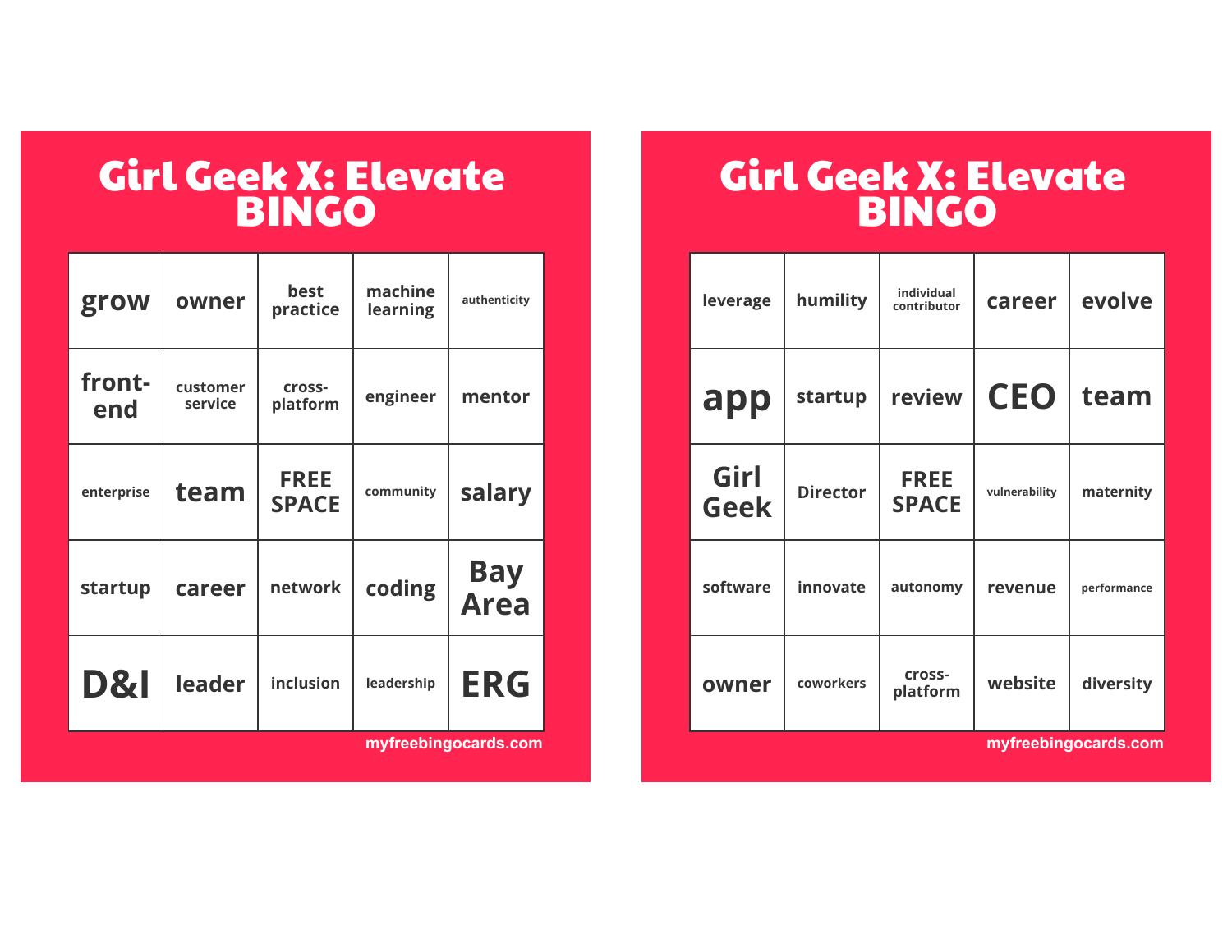# Girl Geek X: Elevate BINGO

| | | | | |
|---|---|---|---|---|
| grow | owner | best practice | machine learning | authenticity |
| front-end | customer service | cross-platform | engineer | mentor |
| enterprise | team | FREE SPACE | community | salary |
| startup | career | network | coding | Bay Area |
| D&I | leader | inclusion | leadership | ERG |

myfreebingocards.com

# Girl Geek X: Elevate BINGO

| | | | | |
|---|---|---|---|---|
| leverage | humility | individual contributor | career | evolve |
| app | startup | review | CEO | team |
| Girl Geek | Director | FREE SPACE | vulnerability | maternity |
| software | innovate | autonomy | revenue | performance |
| owner | coworkers | cross-platform | website | diversity |

myfreebingocards.com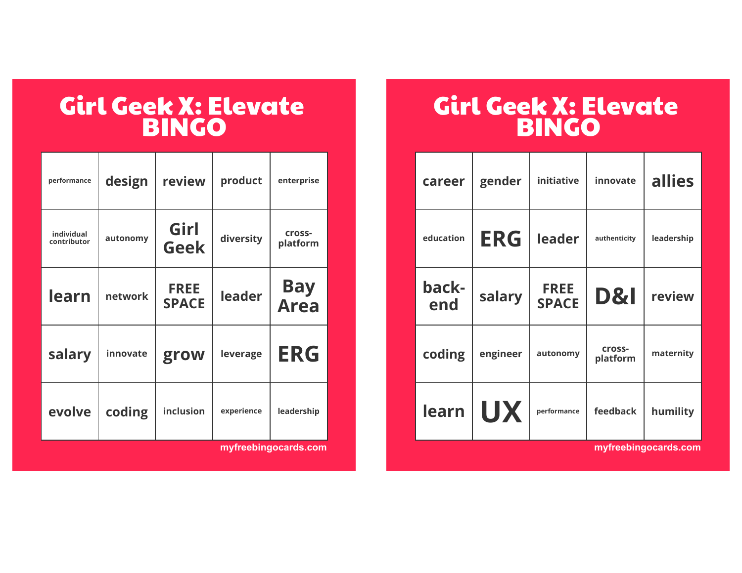# Girl Geek X: Elevate BINGO

| | | | | |
|---|---|---|---|---|
| performance | design | review | product | enterprise |
| individual contributor | autonomy | Girl Geek | diversity | cross-platform |
| learn | network | FREE SPACE | leader | Bay Area |
| salary | innovate | grow | leverage | ERG |
| evolve | coding | inclusion | experience | leadership |

myfreebingocards.com

# Girl Geek X: Elevate BINGO

| | | | | |
|---|---|---|---|---|
| career | gender | initiative | innovate | allies |
| education | ERG | leader | authenticity | leadership |
| back-end | salary | FREE SPACE | D&I | review |
| coding | engineer | autonomy | cross-platform | maternity |
| learn | UX | performance | feedback | humility |

myfreebingocards.com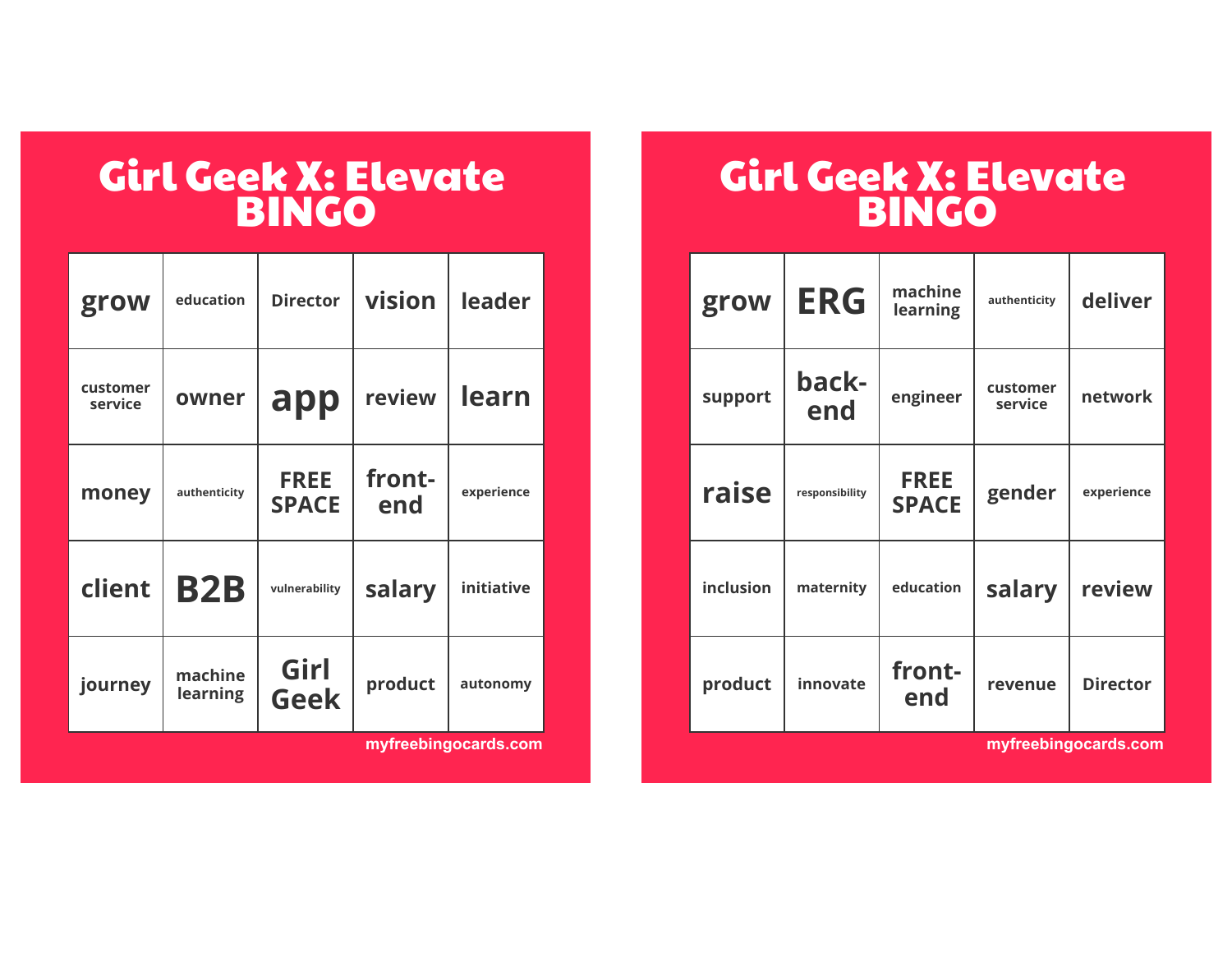# Girl Geek X: Elevate BINGO

| | | | | |
|---|---|---|---|---|
| grow | education | Director | vision | leader |
| customer service | owner | app | review | learn |
| money | authenticity | FREE SPACE | front-end | experience |
| client | B2B | vulnerability | salary | initiative |
| journey | machine learning | Girl Geek | product | autonomy |

myfreebingocards.com

# Girl Geek X: Elevate BINGO

| | | | | |
|---|---|---|---|---|
| grow | ERG | machine learning | authenticity | deliver |
| support | back-end | engineer | customer service | network |
| raise | responsibility | FREE SPACE | gender | experience |
| inclusion | maternity | education | salary | review |
| product | innovate | front-end | revenue | Director |

myfreebingocards.com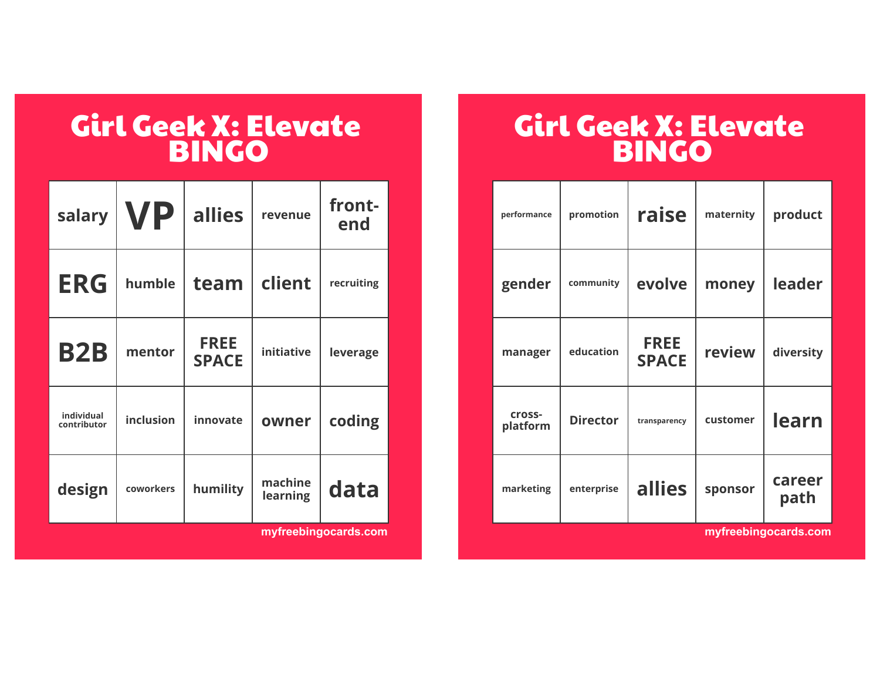# Girl Geek X: Elevate BINGO

| | | | | |
|---|---|---|---|---|
| salary | VP | allies | revenue | front-end |
| ERG | humble | team | client | recruiting |
| B2B | mentor | FREE SPACE | initiative | leverage |
| individual contributor | inclusion | innovate | owner | coding |
| design | coworkers | humility | machine learning | data |

myfreebingocards.com

# Girl Geek X: Elevate BINGO

| | | | | |
|---|---|---|---|---|
| performance | promotion | raise | maternity | product |
| gender | community | evolve | money | leader |
| manager | education | FREE SPACE | review | diversity |
| cross-platform | Director | transparency | customer | learn |
| marketing | enterprise | allies | sponsor | career path |

myfreebingocards.com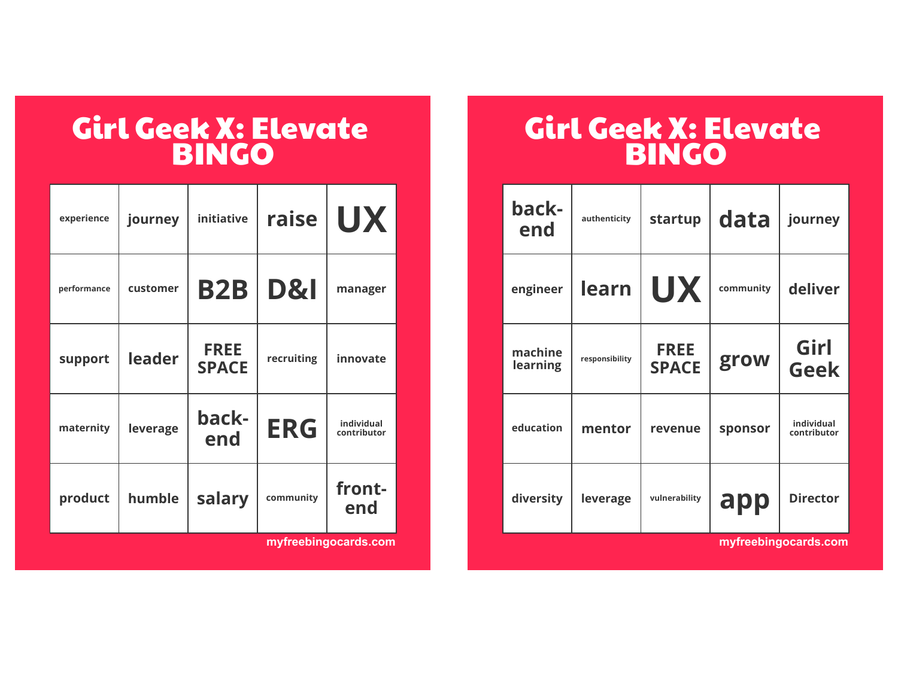# Girl Geek X: Elevate BINGO

| | | | | |
|---|---|---|---|---|
| experience | journey | initiative | raise | UX |
| performance | customer | B2B | D&I | manager |
| support | leader | FREE SPACE | recruiting | innovate |
| maternity | leverage | back-end | ERG | individual contributor |
| product | humble | salary | community | front-end |

myfreebingocards.com

# Girl Geek X: Elevate BINGO

| | | | | |
|---|---|---|---|---|
| back-end | authenticity | startup | data | journey |
| engineer | learn | UX | community | deliver |
| machine learning | responsibility | FREE SPACE | grow | Girl Geek |
| education | mentor | revenue | sponsor | individual contributor |
| diversity | leverage | vulnerability | app | Director |

myfreebingocards.com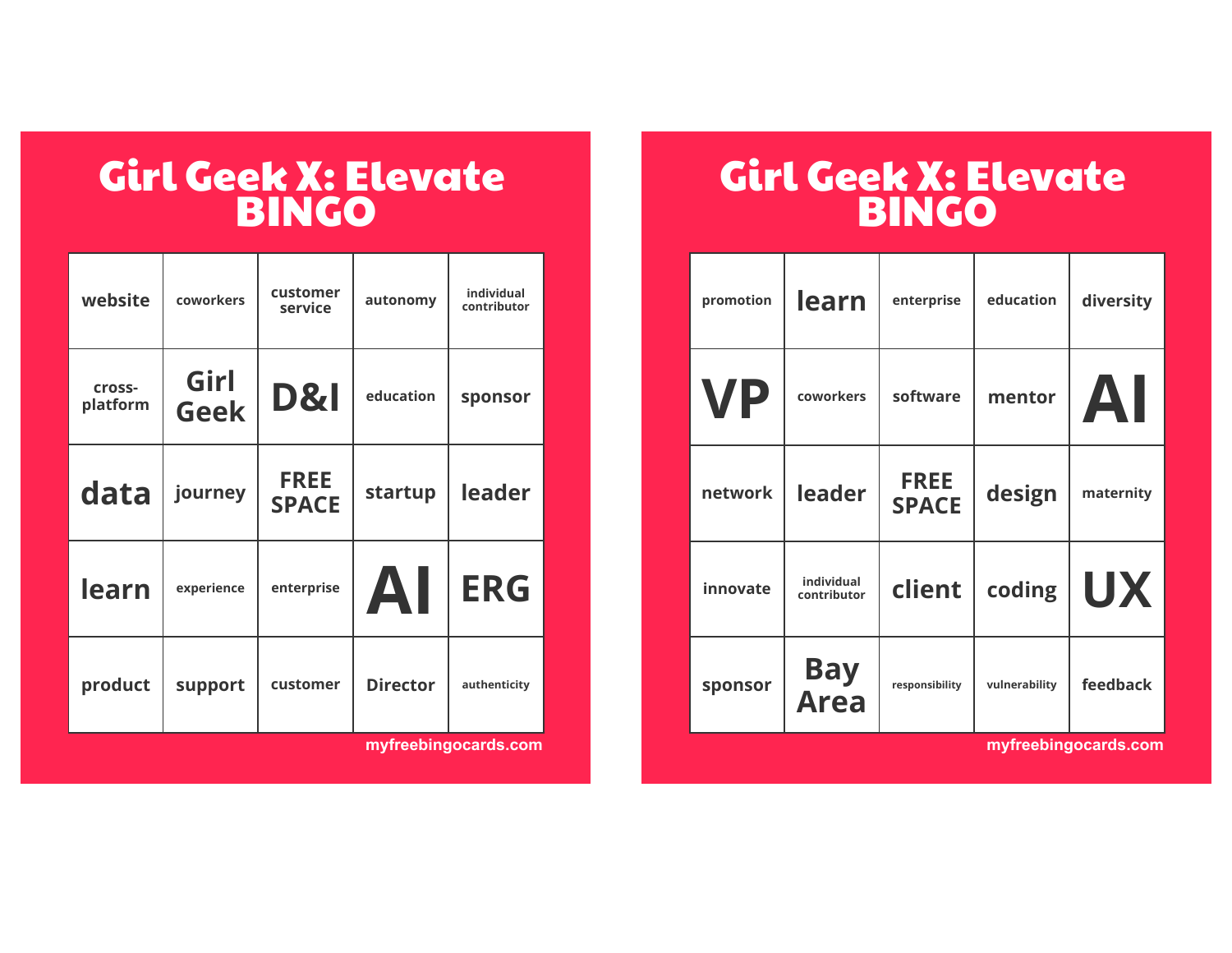# Girl Geek X: Elevate BINGO

| | | | | |
|---|---|---|---|---|
| website | coworkers | customer service | autonomy | individual contributor |
| cross-platform | Girl Geek | D&I | education | sponsor |
| data | journey | FREE SPACE | startup | leader |
| learn | experience | enterprise | AI | ERG |
| product | support | customer | Director | authenticity |

myfreebingocards.com

# Girl Geek X: Elevate BINGO

| | | | | |
|---|---|---|---|---|
| promotion | learn | enterprise | education | diversity |
| VP | coworkers | software | mentor | AI |
| network | leader | FREE SPACE | design | maternity |
| innovate | individual contributor | client | coding | UX |
| sponsor | Bay Area | responsibility | vulnerability | feedback |

myfreebingocards.com